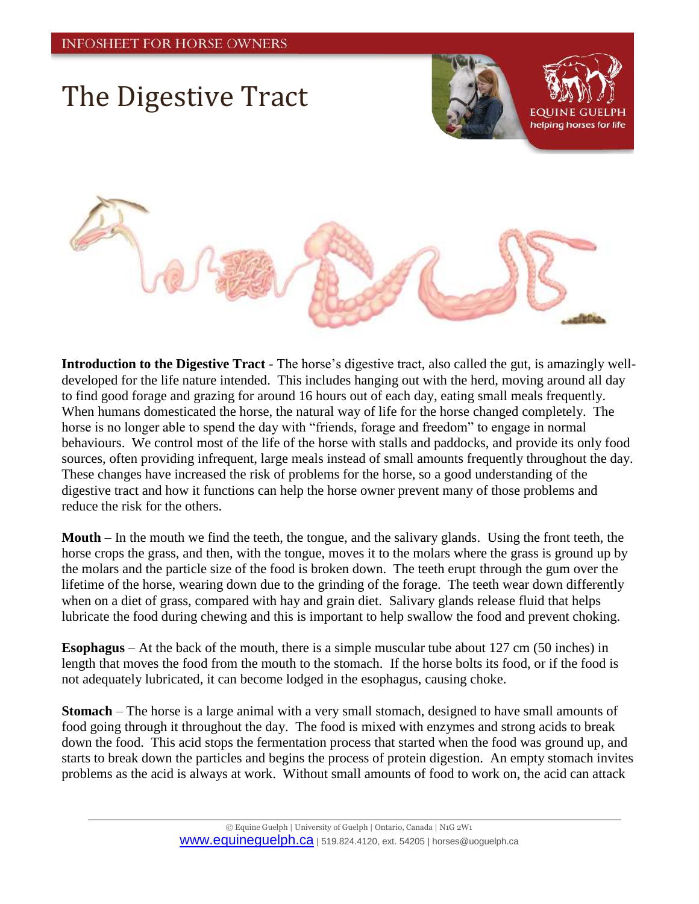INFOSHEET FOR HORSE OWNERS

# The Digestive Tract

**Introduction to the Digestive Tract** - The horse's digestive tract, also called the gut, is amazingly well-developed for the life nature intended. This includes hanging out with the herd, moving around all day to find good forage and grazing for around 16 hours out of each day, eating small meals frequently. When humans domesticated the horse, the natural way of life for the horse changed completely. The horse is no longer able to spend the day with "friends, forage and freedom" to engage in normal behaviours. We control most of the life of the horse with stalls and paddocks, and provide its only food sources, often providing infrequent, large meals instead of small amounts frequently throughout the day. These changes have increased the risk of problems for the horse, so a good understanding of the digestive tract and how it functions can help the horse owner prevent many of those problems and reduce the risk for the others.

**Mouth** – In the mouth we find the teeth, the tongue, and the salivary glands. Using the front teeth, the horse crops the grass, and then, with the tongue, moves it to the molars where the grass is ground up by the molars and the particle size of the food is broken down. The teeth erupt through the gum over the lifetime of the horse, wearing down due to the grinding of the forage. The teeth wear down differently when on a diet of grass, compared with hay and grain diet. Salivary glands release fluid that helps lubricate the food during chewing and this is important to help swallow the food and prevent choking.

**Esophagus** – At the back of the mouth, there is a simple muscular tube about 127 cm (50 inches) in length that moves the food from the mouth to the stomach. If the horse bolts its food, or if the food is not adequately lubricated, it can become lodged in the esophagus, causing choke.

**Stomach** – The horse is a large animal with a very small stomach, designed to have small amounts of food going through it throughout the day. The food is mixed with enzymes and strong acids to break down the food. This acid stops the fermentation process that started when the food was ground up, and starts to break down the particles and begins the process of protein digestion. An empty stomach invites problems as the acid is always at work. Without small amounts of food to work on, the acid can attack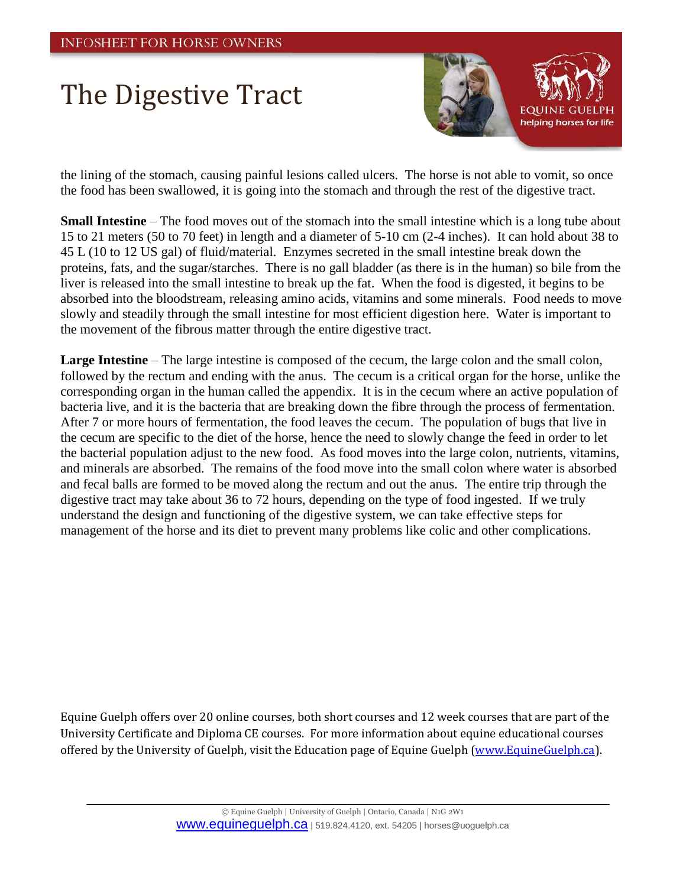the lining of the stomach, causing painful lesions called ulcers. The horse is not able to vomit, so once the food has been swallowed, it is going into the stomach and through the rest of the digestive tract.

**Small Intestine** – The food moves out of the stomach into the small intestine which is a long tube about 15 to 21 meters (50 to 70 feet) in length and a diameter of 5-10 cm (2-4 inches). It can hold about 38 to 45 L (10 to 12 US gal) of fluid/material. Enzymes secreted in the small intestine break down the proteins, fats, and the sugar/starches. There is no gall bladder (as there is in the human) so bile from the liver is released into the small intestine to break up the fat. When the food is digested, it begins to be absorbed into the bloodstream, releasing amino acids, vitamins and some minerals. Food needs to move slowly and steadily through the small intestine for most efficient digestion here. Water is important to the movement of the fibrous matter through the entire digestive tract.

**Large Intestine** – The large intestine is composed of the cecum, the large colon and the small colon, followed by the rectum and ending with the anus. The cecum is a critical organ for the horse, unlike the corresponding organ in the human called the appendix. It is in the cecum where an active population of bacteria live, and it is the bacteria that are breaking down the fibre through the process of fermentation. After 7 or more hours of fermentation, the food leaves the cecum. The population of bugs that live in the cecum are specific to the diet of the horse, hence the need to slowly change the feed in order to let the bacterial population adjust to the new food. As food moves into the large colon, nutrients, vitamins, and minerals are absorbed. The remains of the food move into the small colon where water is absorbed and fecal balls are formed to be moved along the rectum and out the anus. The entire trip through the digestive tract may take about 36 to 72 hours, depending on the type of food ingested. If we truly understand the design and functioning of the digestive system, we can take effective steps for management of the horse and its diet to prevent many problems like colic and other complications.

Equine Guelph offers over 20 online courses, both short courses and 12 week courses that are part of the University Certificate and Diploma CE courses. For more information about equine educational courses offered by the University of Guelph, visit the Education page of Equine Guelph (www.EquineGuelph.ca).